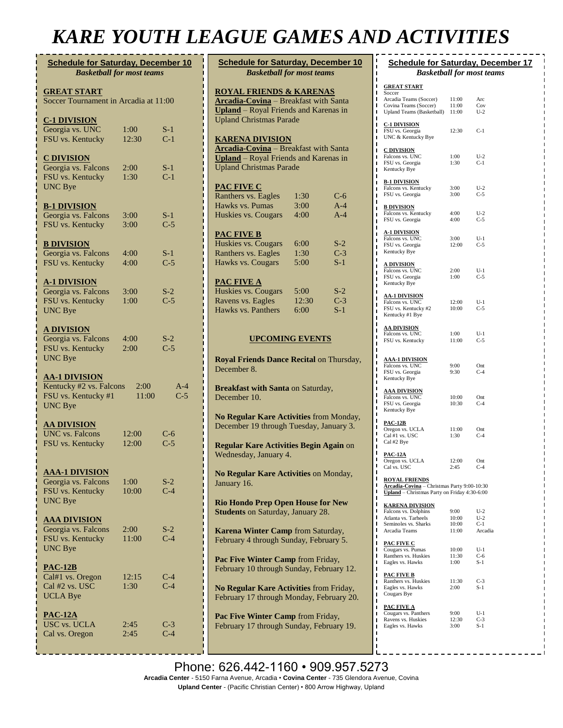# KARE YOUTH LEAGUE GAMES AND ACTIVITIES

## Schedule for Saturday, December 10

*Basketball for most teams*

### GREAT START

Soccer Tournament in Arcadia at 11:00

### C-1 DIVISION

| Game | Time | Location |
|---|---|---|
| Georgia vs. UNC | 1:00 | S-1 |
| FSU vs. Kentucky | 12:30 | C-1 |

### C DIVISION

| Game | Time | Location |
|---|---|---|
| Georgia vs. Falcons | 2:00 | S-1 |
| FSU vs. Kentucky | 1:30 | C-1 |
| UNC Bye | | |

### B-1 DIVISION

| Game | Time | Location |
|---|---|---|
| Georgia vs. Falcons | 3:00 | S-1 |
| FSU vs. Kentucky | 3:00 | C-5 |

### B DIVISION

| Game | Time | Location |
|---|---|---|
| Georgia vs. Falcons | 4:00 | S-1 |
| FSU vs. Kentucky | 4:00 | C-5 |

### A-1 DIVISION

| Game | Time | Location |
|---|---|---|
| Georgia vs. Falcons | 3:00 | S-2 |
| FSU vs. Kentucky | 1:00 | C-5 |
| UNC Bye | | |

### A DIVISION

| Game | Time | Location |
|---|---|---|
| Georgia vs. Falcons | 4:00 | S-2 |
| FSU vs. Kentucky | 2:00 | C-5 |
| UNC Bye | | |

### AA-1 DIVISION

| Game | Time | Location |
|---|---|---|
| Kentucky #2 vs. Falcons | 2:00 | A-4 |
| FSU vs. Kentucky #1 | 11:00 | C-5 |
| UNC Bye | | |

### AA DIVISION

| Game | Time | Location |
|---|---|---|
| UNC vs. Falcons | 12:00 | C-6 |
| FSU vs. Kentucky | 12:00 | C-5 |

### AAA-1 DIVISION

| Game | Time | Location |
|---|---|---|
| Georgia vs. Falcons | 1:00 | S-2 |
| FSU vs. Kentucky | 10:00 | C-4 |
| UNC Bye | | |

### AAA DIVISION

| Game | Time | Location |
|---|---|---|
| Georgia vs. Falcons | 2:00 | S-2 |
| FSU vs. Kentucky | 11:00 | C-4 |
| UNC Bye | | |

### PAC-12B

| Game | Time | Location |
|---|---|---|
| Cal#1 vs. Oregon | 12:15 | C-4 |
| Cal #2 vs. USC | 1:30 | C-4 |
| UCLA Bye | | |

### PAC-12A

| Game | Time | Location |
|---|---|---|
| USC vs. UCLA | 2:45 | C-3 |
| Cal vs. Oregon | 2:45 | C-4 |

## Schedule for Saturday, December 10

*Basketball for most teams*

### ROYAL FRIENDS & KARENAS

**Arcadia-Covina** – Breakfast with Santa
**Upland** – Royal Friends and Karenas in Upland Christmas Parade

### KARENA DIVISION

**Arcadia-Covina** – Breakfast with Santa
**Upland** – Royal Friends and Karenas in Upland Christmas Parade

### PAC FIVE C

| Game | Time | Location |
|---|---|---|
| Ranthers vs. Eagles | 1:30 | C-6 |
| Hawks vs. Pumas | 3:00 | A-4 |
| Huskies vs. Cougars | 4:00 | A-4 |

### PAC FIVE B

| Game | Time | Location |
|---|---|---|
| Huskies vs. Cougars | 6:00 | S-2 |
| Ranthers vs. Eagles | 1:30 | C-3 |
| Hawks vs. Cougars | 5:00 | S-1 |

### PAC FIVE A

| Game | Time | Location |
|---|---|---|
| Huskies vs. Cougars | 5:00 | S-2 |
| Ravens vs. Eagles | 12:30 | C-3 |
| Hawks vs. Panthers | 6:00 | S-1 |

## UPCOMING EVENTS

**Royal Friends Dance Recital** on Thursday, December 8.

**Breakfast with Santa** on Saturday, December 10.

**No Regular Kare Activities** from Monday, December 19 through Tuesday, January 3.

**Regular Kare Activities Begin Again** on Wednesday, January 4.

**No Regular Kare Activities** on Monday, January 16.

**Rio Hondo Prep Open House for New Students** on Saturday, January 28.

**Karena Winter Camp** from Saturday, February 4 through Sunday, February 5.

**Pac Five Winter Camp** from Friday, February 10 through Sunday, February 12.

**No Regular Kare Activities** from Friday, February 17 through Monday, February 20.

**Pac Five Winter Camp** from Friday, February 17 through Sunday, February 19.

## Schedule for Saturday, December 17

*Basketball for most teams*

### GREAT START

Soccer

| Game | Time | Location |
|---|---|---|
| Arcadia Teams (Soccer) | 11:00 | Arc |
| Covina Teams (Soccer) | 11:00 | Cov |
| Upland Teams (Basketball) | 11:00 | U-2 |

### C-1 DIVISION

| Game | Time | Location |
|---|---|---|
| FSU vs. Georgia | 12:30 | C-1 |
| UNC & Kentucky Bye | | |

### C DIVISION

| Game | Time | Location |
|---|---|---|
| Falcons vs. UNC | 1:00 | U-2 |
| FSU vs. Georgia | 1:30 | C-1 |
| Kentucky Bye | | |

### B-1 DIVISION

| Game | Time | Location |
|---|---|---|
| Falcons vs. Kentucky | 3:00 | U-2 |
| FSU vs. Georgia | 3:00 | C-5 |

### B DIVISION

| Game | Time | Location |
|---|---|---|
| Falcons vs. Kentucky | 4:00 | U-2 |
| FSU vs. Georgia | 4:00 | C-5 |

### A-1 DIVISION

| Game | Time | Location |
|---|---|---|
| Falcons vs. UNC | 3:00 | U-1 |
| FSU vs. Georgia | 12:00 | C-5 |
| Kentucky Bye | | |

### A DIVISION

| Game | Time | Location |
|---|---|---|
| Falcons vs. UNC | 2:00 | U-1 |
| FSU vs. Georgia | 1:00 | C-5 |
| Kentucky Bye | | |

### AA-1 DIVISION

| Game | Time | Location |
|---|---|---|
| Falcons vs. UNC | 12:00 | U-1 |
| FSU vs. Kentucky #2 | 10:00 | C-5 |
| Kentucky #1 Bye | | |

### AA DIVISION

| Game | Time | Location |
|---|---|---|
| Falcons vs. UNC | 1:00 | U-1 |
| FSU vs. Kentucky | 11:00 | C-5 |

### AAA-1 DIVISION

| Game | Time | Location |
|---|---|---|
| Falcons vs. UNC | 9:00 | Ont |
| FSU vs. Georgia | 9:30 | C-4 |
| Kentucky Bye | | |

### AAA DIVISION

| Game | Time | Location |
|---|---|---|
| Falcons vs. UNC | 10:00 | Ont |
| FSU vs. Georgia | 10:30 | C-4 |
| Kentucky Bye | | |

### PAC-12B

| Game | Time | Location |
|---|---|---|
| Oregon vs. UCLA | 11:00 | Ont |
| Cal #1 vs. USC | 1:30 | C-4 |
| Cal #2 Bye | | |

### PAC-12A

| Game | Time | Location |
|---|---|---|
| Oregon vs. UCLA | 12:00 | Ont |
| Cal vs. USC | 2:45 | C-4 |

### ROYAL FRIENDS

**Arcadia-Covina** – Christmas Party 9:00-10:30
**Upland** – Christmas Party on Friday 4:30-6:00

### KARENA DIVISION

| Game | Time | Location |
|---|---|---|
| Falcons vs. Dolphins | 9:00 | U-2 |
| Atlanta vs. Tarheels | 10:00 | U-2 |
| Seminoles vs. Sharks | 10:00 | C-1 |
| Arcadia Teams | 11:00 | Arcadia |

### PAC FIVE C

| Game | Time | Location |
|---|---|---|
| Cougars vs. Pumas | 10:00 | U-1 |
| Ranthers vs. Huskies | 11:30 | C-6 |
| Eagles vs. Hawks | 1:00 | S-1 |

### PAC FIVE B

| Game | Time | Location |
|---|---|---|
| Ranthers vs. Huskies | 11:30 | C-3 |
| Eagles vs. Hawks | 2:00 | S-1 |
| Cougars Bye | | |

### PAC FIVE A

| Game | Time | Location |
|---|---|---|
| Cougars vs. Panthers | 9:00 | U-1 |
| Ravens vs. Huskies | 12:30 | C-3 |
| Eagles vs. Hawks | 3:00 | S-1 |

Phone: 626.442-1160 • 909.957.5273

**Arcadia Center** - 5150 Farna Avenue, Arcadia • **Covina Center** - 735 Glendora Avenue, Covina
**Upland Center** - (Pacific Christian Center) • 800 Arrow Highway, Upland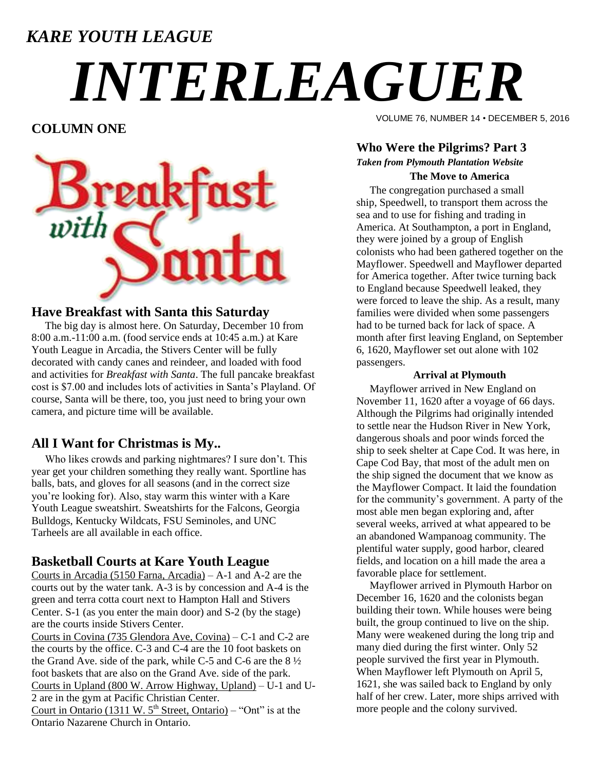*KARE YOUTH LEAGUE*

# *INTERLEAGUER*

VOLUME 76, NUMBER 14 • DECEMBER 5, 2016

## COLUMN ONE

Breakfast with Santa

### Have Breakfast with Santa this Saturday

The big day is almost here. On Saturday, December 10 from 8:00 a.m.-11:00 a.m. (food service ends at 10:45 a.m.) at Kare Youth League in Arcadia, the Stivers Center will be fully decorated with candy canes and reindeer, and loaded with food and activities for *Breakfast with Santa*. The full pancake breakfast cost is $7.00 and includes lots of activities in Santa's Playland. Of course, Santa will be there, too, you just need to bring your own camera, and picture time will be available.

### All I Want for Christmas is My..

Who likes crowds and parking nightmares? I sure don't. This year get your children something they really want. Sportline has balls, bats, and gloves for all seasons (and in the correct size you're looking for). Also, stay warm this winter with a Kare Youth League sweatshirt. Sweatshirts for the Falcons, Georgia Bulldogs, Kentucky Wildcats, FSU Seminoles, and UNC Tarheels are all available in each office.

### Basketball Courts at Kare Youth League

Courts in Arcadia (5150 Farna, Arcadia) – A-1 and A-2 are the courts out by the water tank. A-3 is by concession and A-4 is the green and terra cotta court next to Hampton Hall and Stivers Center. S-1 (as you enter the main door) and S-2 (by the stage) are the courts inside Stivers Center.

Courts in Covina (735 Glendora Ave, Covina) – C-1 and C-2 are the courts by the office. C-3 and C-4 are the 10 foot baskets on the Grand Ave. side of the park, while C-5 and C-6 are the 8 ½ foot baskets that are also on the Grand Ave. side of the park.

Courts in Upland (800 W. Arrow Highway, Upland) – U-1 and U-2 are in the gym at Pacific Christian Center.

Court in Ontario (1311 W. 5th Street, Ontario) – "Ont" is at the Ontario Nazarene Church in Ontario.

### Who Were the Pilgrims? Part 3

***Taken from Plymouth Plantation Website***

**The Move to America**

The congregation purchased a small ship, Speedwell, to transport them across the sea and to use for fishing and trading in America. At Southampton, a port in England, they were joined by a group of English colonists who had been gathered together on the Mayflower. Speedwell and Mayflower departed for America together. After twice turning back to England because Speedwell leaked, they were forced to leave the ship. As a result, many families were divided when some passengers had to be turned back for lack of space. A month after first leaving England, on September 6, 1620, Mayflower set out alone with 102 passengers.

**Arrival at Plymouth**

Mayflower arrived in New England on November 11, 1620 after a voyage of 66 days. Although the Pilgrims had originally intended to settle near the Hudson River in New York, dangerous shoals and poor winds forced the ship to seek shelter at Cape Cod. It was here, in Cape Cod Bay, that most of the adult men on the ship signed the document that we know as the Mayflower Compact. It laid the foundation for the community's government. A party of the most able men began exploring and, after several weeks, arrived at what appeared to be an abandoned Wampanoag community. The plentiful water supply, good harbor, cleared fields, and location on a hill made the area a favorable place for settlement.

Mayflower arrived in Plymouth Harbor on December 16, 1620 and the colonists began building their town. While houses were being built, the group continued to live on the ship. Many were weakened during the long trip and many died during the first winter. Only 52 people survived the first year in Plymouth. When Mayflower left Plymouth on April 5, 1621, she was sailed back to England by only half of her crew. Later, more ships arrived with more people and the colony survived.